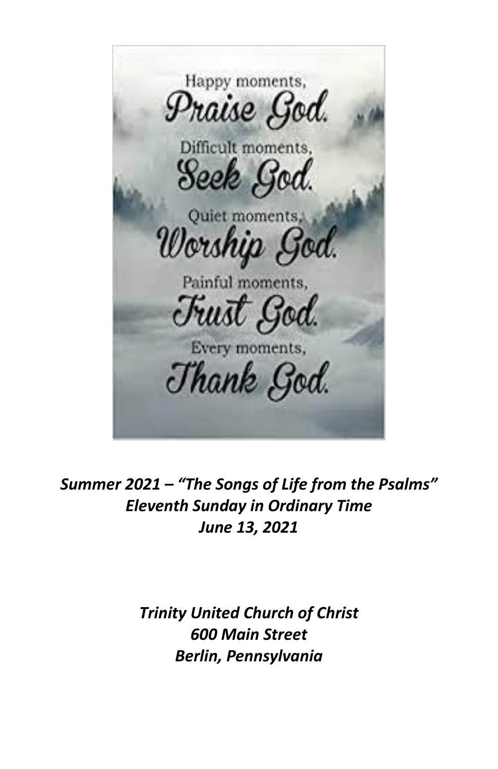Happy moments,
Praise God.
Difficult moments,
Seek God.
Quiet moments,
Worship God.
Painful moments,
Trust God.
Every moments,
Thank God.

***Summer 2021 – "The Songs of Life from the Psalms"***
***Eleventh Sunday in Ordinary Time***
***June 13, 2021***

***Trinity United Church of Christ***
***600 Main Street***
***Berlin, Pennsylvania***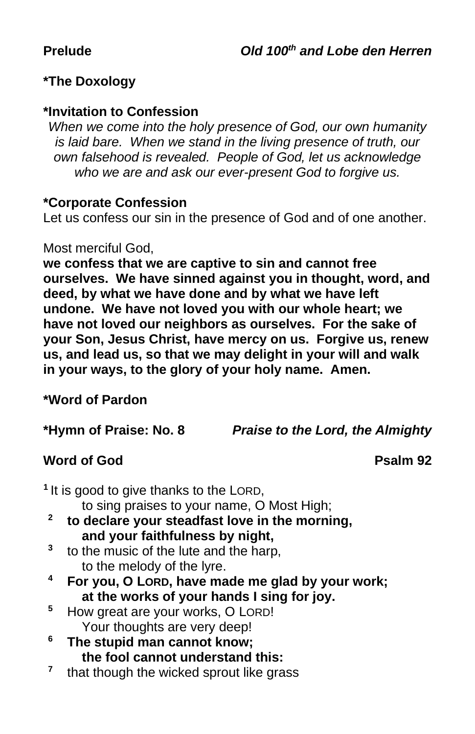**Prelude** *Old 100th and Lobe den Herren*

**\*The Doxology**

**\*Invitation to Confession**

*When we come into the holy presence of God, our own humanity is laid bare. When we stand in the living presence of truth, our own falsehood is revealed. People of God, let us acknowledge who we are and ask our ever-present God to forgive us.*

**\*Corporate Confession**

Let us confess our sin in the presence of God and of one another.

Most merciful God,
**we confess that we are captive to sin and cannot free ourselves. We have sinned against you in thought, word, and deed, by what we have done and by what we have left undone. We have not loved you with our whole heart; we have not loved our neighbors as ourselves. For the sake of your Son, Jesus Christ, have mercy on us. Forgive us, renew us, and lead us, so that we may delight in your will and walk in your ways, to the glory of your holy name. Amen.**

**\*Word of Pardon**

**\*Hymn of Praise: No. 8** ***Praise to the Lord, the Almighty***

**Word of God** **Psalm 92**

[1] It is good to give thanks to the LORD,
    to sing praises to your name, O Most High;
[2] **to declare your steadfast love in the morning,**
    **and your faithfulness by night,**
[3] to the music of the lute and the harp,
    to the melody of the lyre.
[4] **For you, O LORD, have made me glad by your work;**
    **at the works of your hands I sing for joy.**
[5] How great are your works, O LORD!
    Your thoughts are very deep!
[6] **The stupid man cannot know;**
    **the fool cannot understand this:**
[7] that though the wicked sprout like grass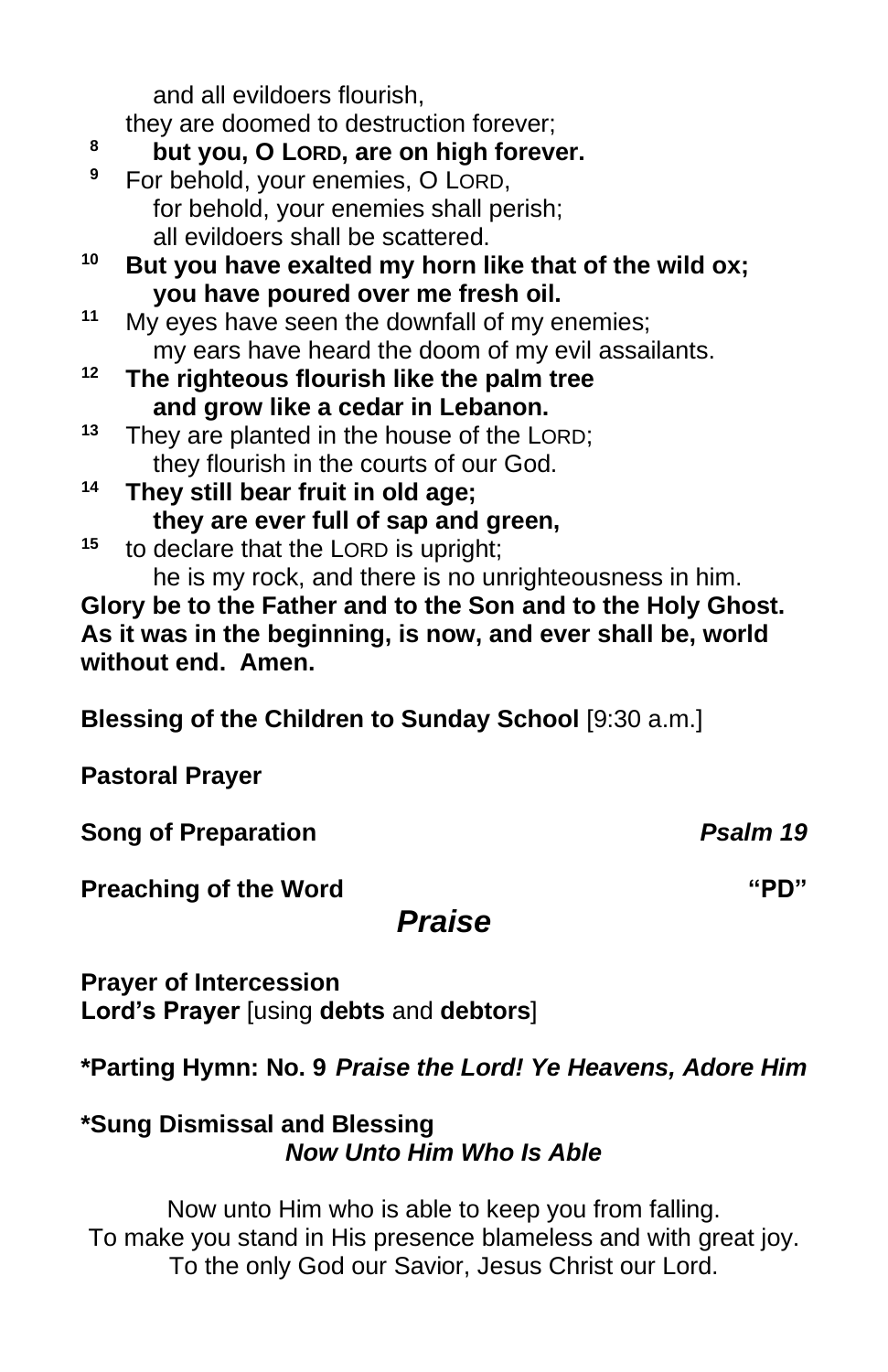and all evildoers flourish,
they are doomed to destruction forever;

8 **but you, O LORD, are on high forever.**

9 For behold, your enemies, O LORD,
for behold, your enemies shall perish;
all evildoers shall be scattered.

10 **But you have exalted my horn like that of the wild ox;**
**you have poured over me fresh oil.**

11 My eyes have seen the downfall of my enemies;
my ears have heard the doom of my evil assailants.

12 **The righteous flourish like the palm tree**
**and grow like a cedar in Lebanon.**

13 They are planted in the house of the LORD;
they flourish in the courts of our God.

14 **They still bear fruit in old age;**
**they are ever full of sap and green,**

15 to declare that the LORD is upright;
he is my rock, and there is no unrighteousness in him.

**Glory be to the Father and to the Son and to the Holy Ghost. As it was in the beginning, is now, and ever shall be, world without end. Amen.**

**Blessing of the Children to Sunday School** [9:30 a.m.]

**Pastoral Prayer**

**Song of Preparation** ***Psalm 19***

**Preaching of the Word** **"PD"**

## *Praise*

**Prayer of Intercession**
**Lord's Prayer** [using **debts** and **debtors**]

**\*Parting Hymn: No. 9** ***Praise the Lord! Ye Heavens, Adore Him***

**\*Sung Dismissal and Blessing**
***Now Unto Him Who Is Able***

Now unto Him who is able to keep you from falling.
To make you stand in His presence blameless and with great joy.
To the only God our Savior, Jesus Christ our Lord.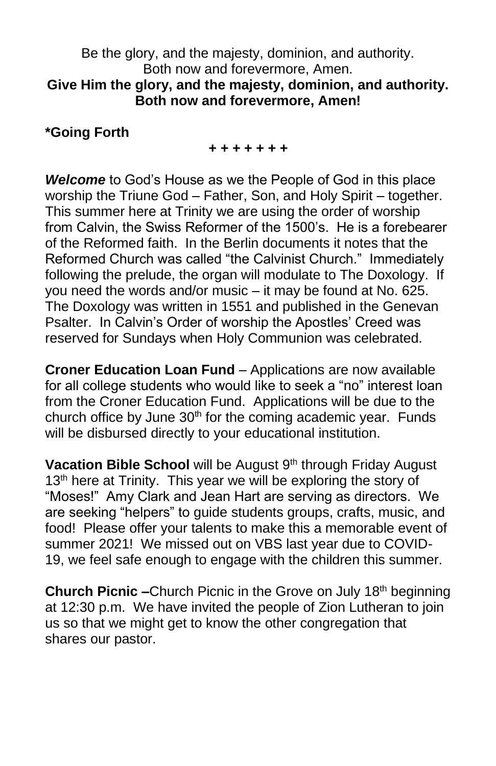Be the glory, and the majesty, dominion, and authority.
Both now and forevermore, Amen.
**Give Him the glory, and the majesty, dominion, and authority.**
**Both now and forevermore, Amen!**

**\*Going Forth**

**+ + + + + + +**

***Welcome*** to God's House as we the People of God in this place worship the Triune God – Father, Son, and Holy Spirit – together. This summer here at Trinity we are using the order of worship from Calvin, the Swiss Reformer of the 1500's. He is a forebearer of the Reformed faith. In the Berlin documents it notes that the Reformed Church was called "the Calvinist Church." Immediately following the prelude, the organ will modulate to The Doxology. If you need the words and/or music – it may be found at No. 625. The Doxology was written in 1551 and published in the Genevan Psalter. In Calvin's Order of worship the Apostles' Creed was reserved for Sundays when Holy Communion was celebrated.

**Croner Education Loan Fund** – Applications are now available for all college students who would like to seek a "no" interest loan from the Croner Education Fund. Applications will be due to the church office by June 30th for the coming academic year. Funds will be disbursed directly to your educational institution.

**Vacation Bible School** will be August 9th through Friday August 13th here at Trinity. This year we will be exploring the story of "Moses!" Amy Clark and Jean Hart are serving as directors. We are seeking "helpers" to guide students groups, crafts, music, and food! Please offer your talents to make this a memorable event of summer 2021! We missed out on VBS last year due to COVID-19, we feel safe enough to engage with the children this summer.

**Church Picnic –**Church Picnic in the Grove on July 18th beginning at 12:30 p.m. We have invited the people of Zion Lutheran to join us so that we might get to know the other congregation that shares our pastor.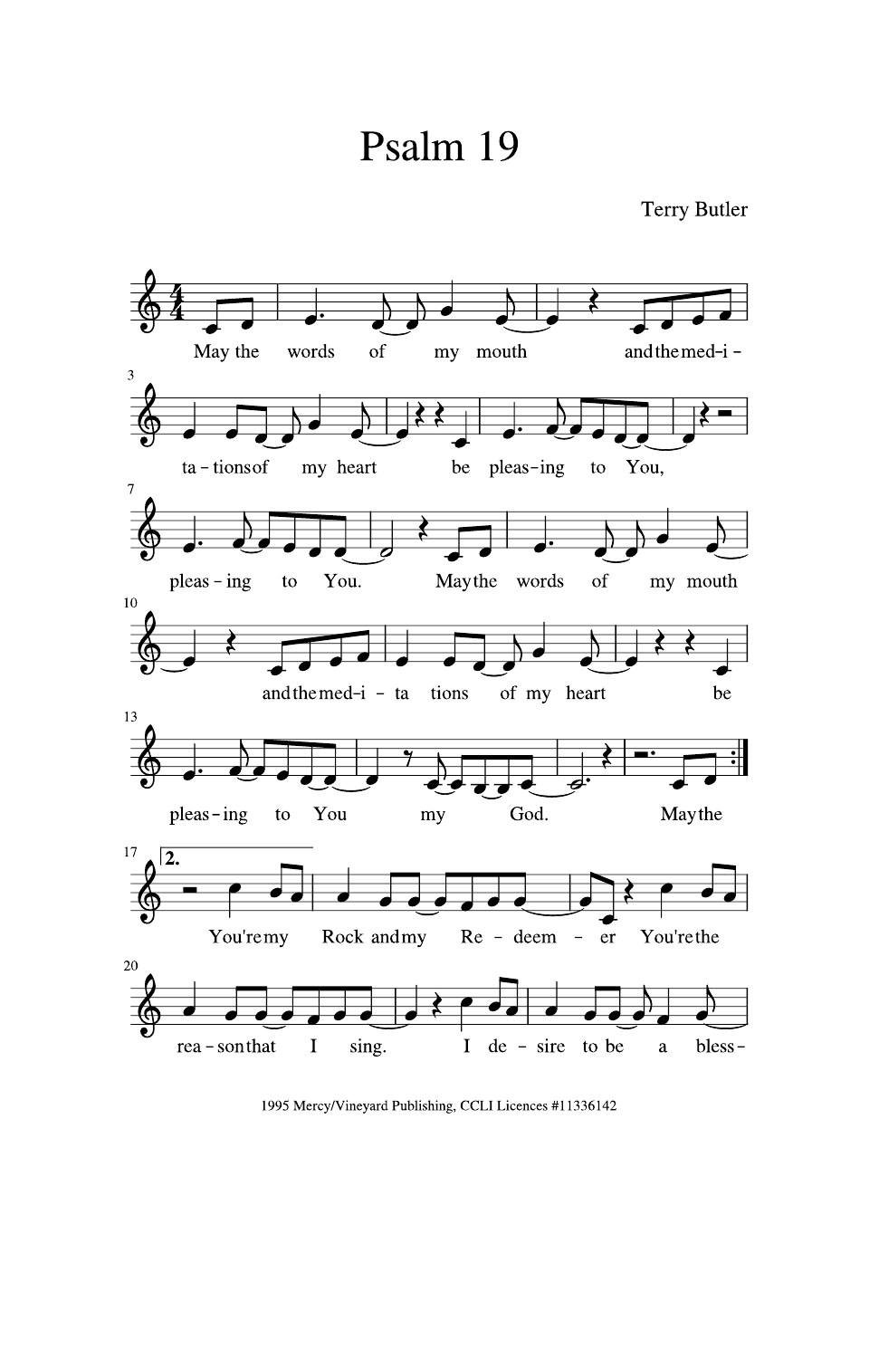# Psalm 19

Terry Butler

May the words of my mouth and the med-i-ta-tions of my heart be pleas-ing to You, pleas-ing to You. May the words of my mouth and the med-i-ta tions of my heart be pleas-ing to You my God. May the

2. You're my Rock and my Re-deem-er You're the rea-son that I sing. I de-sire to be a bless-

1995 Mercy/Vineyard Publishing, CCLI Licences #11336142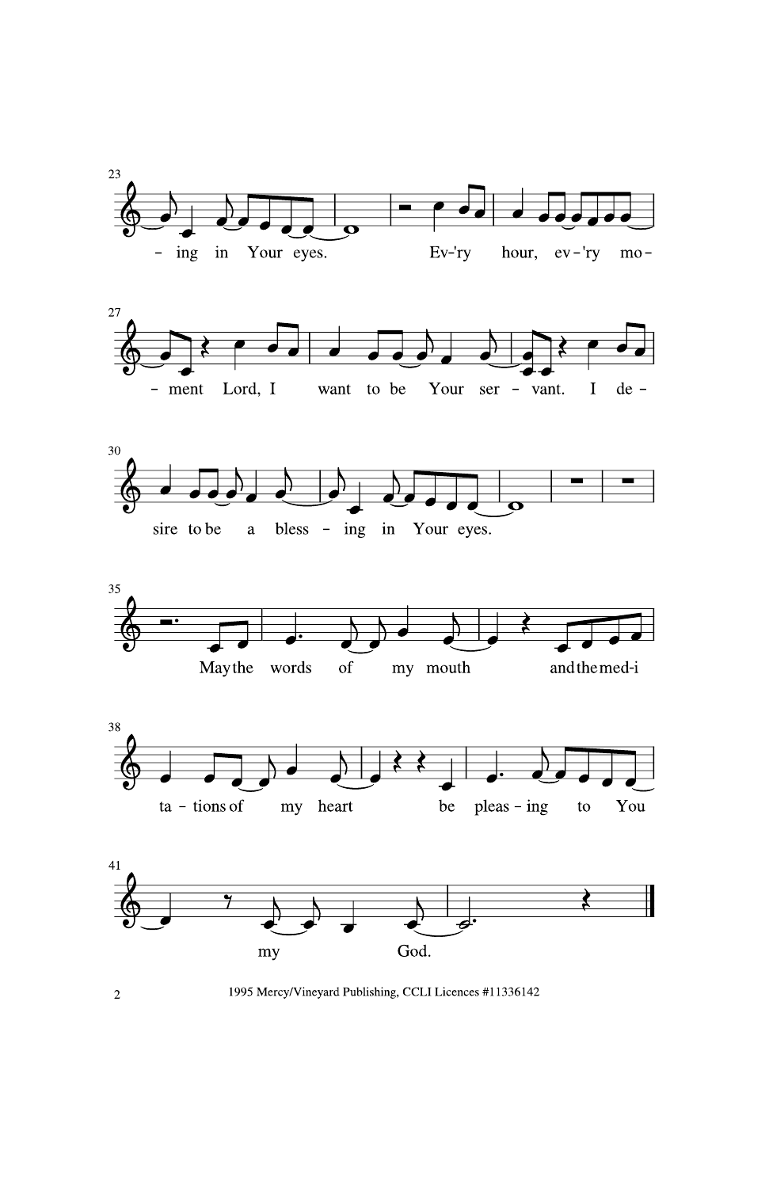23

- ing in Your eyes. Ev-'ry hour, ev - 'ry mo -

27

- ment Lord, I want to be Your ser - vant. I de -

30

sire to be a bless - ing in Your eyes.

35

May the words of my mouth and the med-i

38

ta - tions of my heart be pleas - ing to You

41

my God.

1995 Mercy/Vineyard Publishing, CCLI Licences #11336142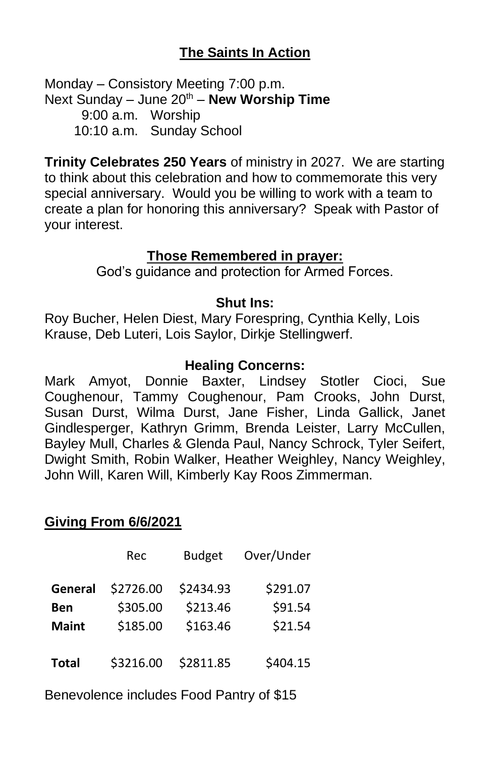## The Saints In Action

Monday – Consistory Meeting 7:00 p.m.
Next Sunday – June 20th – **New Worship Time**
9:00 a.m. Worship
10:10 a.m. Sunday School

**Trinity Celebrates 250 Years** of ministry in 2027. We are starting to think about this celebration and how to commemorate this very special anniversary. Would you be willing to work with a team to create a plan for honoring this anniversary? Speak with Pastor of your interest.

### Those Remembered in prayer:

God's guidance and protection for Armed Forces.

### Shut Ins:

Roy Bucher, Helen Diest, Mary Forespring, Cynthia Kelly, Lois Krause, Deb Luteri, Lois Saylor, Dirkje Stellingwerf.

### Healing Concerns:

Mark Amyot, Donnie Baxter, Lindsey Stotler Cioci, Sue Coughenour, Tammy Coughenour, Pam Crooks, John Durst, Susan Durst, Wilma Durst, Jane Fisher, Linda Gallick, Janet Gindlesperger, Kathryn Grimm, Brenda Leister, Larry McCullen, Bayley Mull, Charles & Glenda Paul, Nancy Schrock, Tyler Seifert, Dwight Smith, Robin Walker, Heather Weighley, Nancy Weighley, John Will, Karen Will, Kimberly Kay Roos Zimmerman.

### Giving From 6/6/2021

| | Rec | Budget | Over/Under |
|---|---|---|---|
| **General** | $2726.00 | $2434.93 | $291.07 |
| **Ben** | $305.00 | $213.46 | $91.54 |
| **Maint** | $185.00 | $163.46 | $21.54 |
| **Total** | $3216.00 | $2811.85 | $404.15 |

Benevolence includes Food Pantry of $15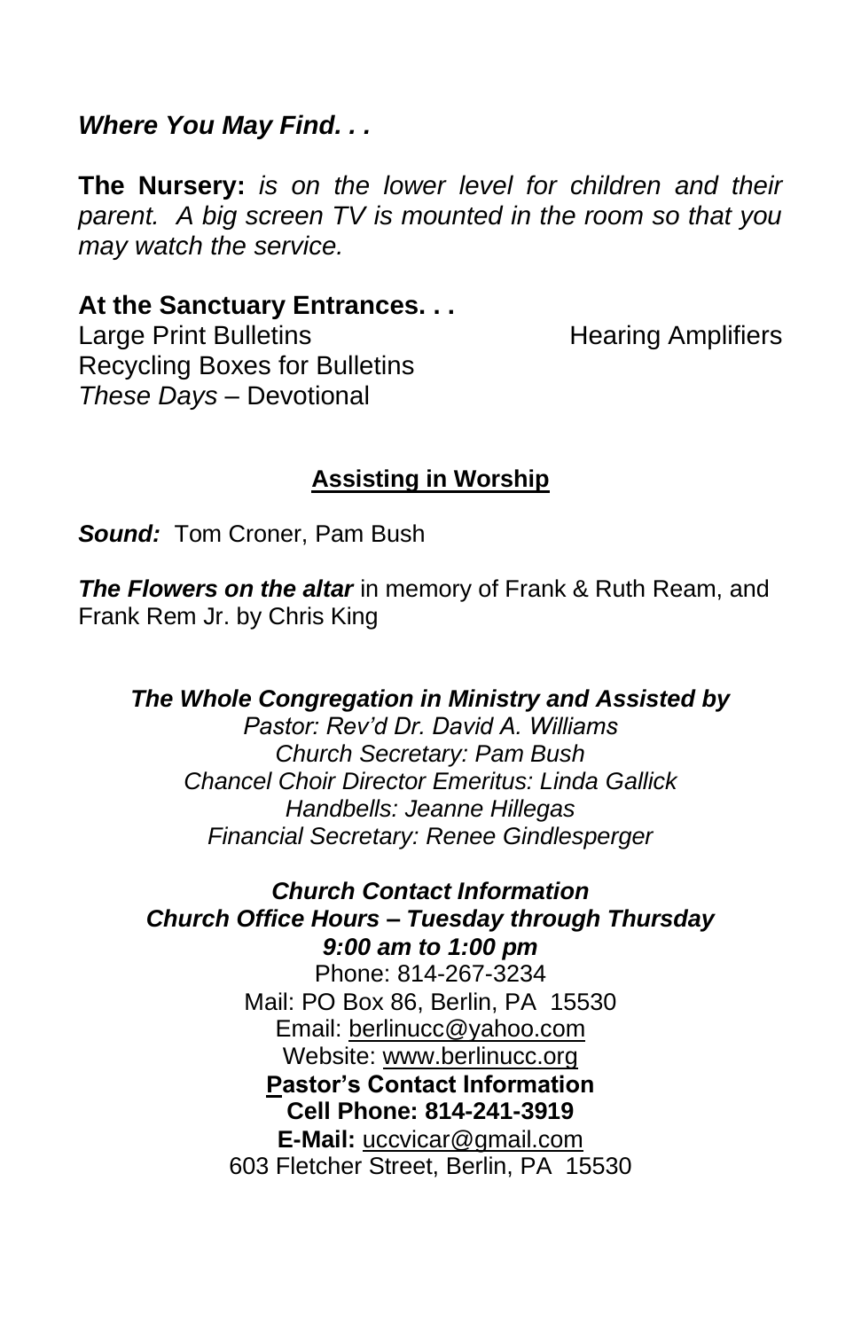***Where You May Find. . .***

**The Nursery:** *is on the lower level for children and their parent. A big screen TV is mounted in the room so that you may watch the service.*

**At the Sanctuary Entrances. . .**

Large Print Bulletins

Hearing Amplifiers

Recycling Boxes for Bulletins

*These Days* – Devotional

**Assisting in Worship**

***Sound:*** Tom Croner, Pam Bush

***The Flowers on the altar*** in memory of Frank & Ruth Ream, and Frank Rem Jr. by Chris King

***The Whole Congregation in Ministry and Assisted by***

*Pastor: Rev'd Dr. David A. Williams*

*Church Secretary: Pam Bush*

*Chancel Choir Director Emeritus: Linda Gallick*

*Handbells: Jeanne Hillegas*

*Financial Secretary: Renee Gindlesperger*

***Church Contact Information***

***Church Office Hours – Tuesday through Thursday***

***9:00 am to 1:00 pm***

Phone: 814-267-3234

Mail: PO Box 86, Berlin, PA 15530

Email: berlinucc@yahoo.com

Website: www.berlinucc.org

**Pastor's Contact Information**

**Cell Phone: 814-241-3919**

**E-Mail:** uccvicar@gmail.com

603 Fletcher Street, Berlin, PA 15530